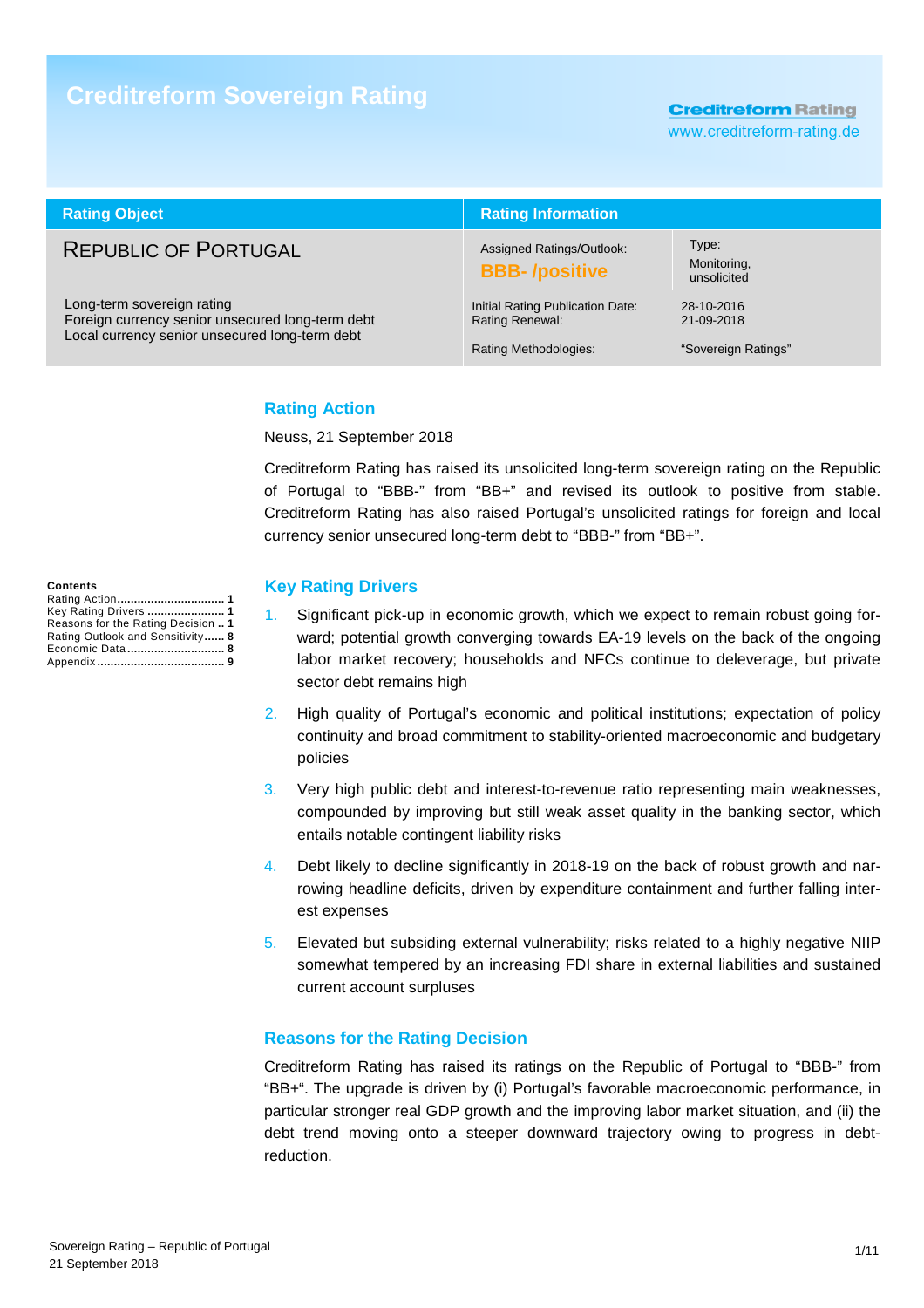# Creditreform Sovereign Rating

Creditreform Rating
www.creditreform-rating.de

| Rating Object | Rating Information | |
|---|---|---|
| REPUBLIC OF PORTUGAL | Assigned Ratings/Outlook: **BBB- /positive** | Type: Monitoring, unsolicited |
| Long-term sovereign rating<br>Foreign currency senior unsecured long-term debt<br>Local currency senior unsecured long-term debt | Initial Rating Publication Date:<br>Rating Renewal: | 28-10-2016<br>21-09-2018 |
| | Rating Methodologies: | "Sovereign Ratings" |

**Contents**

Rating Action ............................... 1
Key Rating Drivers ....................... 1
Reasons for the Rating Decision .. 1
Rating Outlook and Sensitivity ...... 8
Economic Data ............................ 8
Appendix ..................................... 9

## Rating Action

Neuss, 21 September 2018

Creditreform Rating has raised its unsolicited long-term sovereign rating on the Republic of Portugal to "BBB-" from "BB+" and revised its outlook to positive from stable. Creditreform Rating has also raised Portugal's unsolicited ratings for foreign and local currency senior unsecured long-term debt to "BBB-" from "BB+".

## Key Rating Drivers

1. Significant pick-up in economic growth, which we expect to remain robust going forward; potential growth converging towards EA-19 levels on the back of the ongoing labor market recovery; households and NFCs continue to deleverage, but private sector debt remains high
2. High quality of Portugal's economic and political institutions; expectation of policy continuity and broad commitment to stability-oriented macroeconomic and budgetary policies
3. Very high public debt and interest-to-revenue ratio representing main weaknesses, compounded by improving but still weak asset quality in the banking sector, which entails notable contingent liability risks
4. Debt likely to decline significantly in 2018-19 on the back of robust growth and narrowing headline deficits, driven by expenditure containment and further falling interest expenses
5. Elevated but subsiding external vulnerability; risks related to a highly negative NIIP somewhat tempered by an increasing FDI share in external liabilities and sustained current account surpluses

## Reasons for the Rating Decision

Creditreform Rating has raised its ratings on the Republic of Portugal to "BBB-" from "BB+". The upgrade is driven by (i) Portugal's favorable macroeconomic performance, in particular stronger real GDP growth and the improving labor market situation, and (ii) the debt trend moving onto a steeper downward trajectory owing to progress in debt-reduction.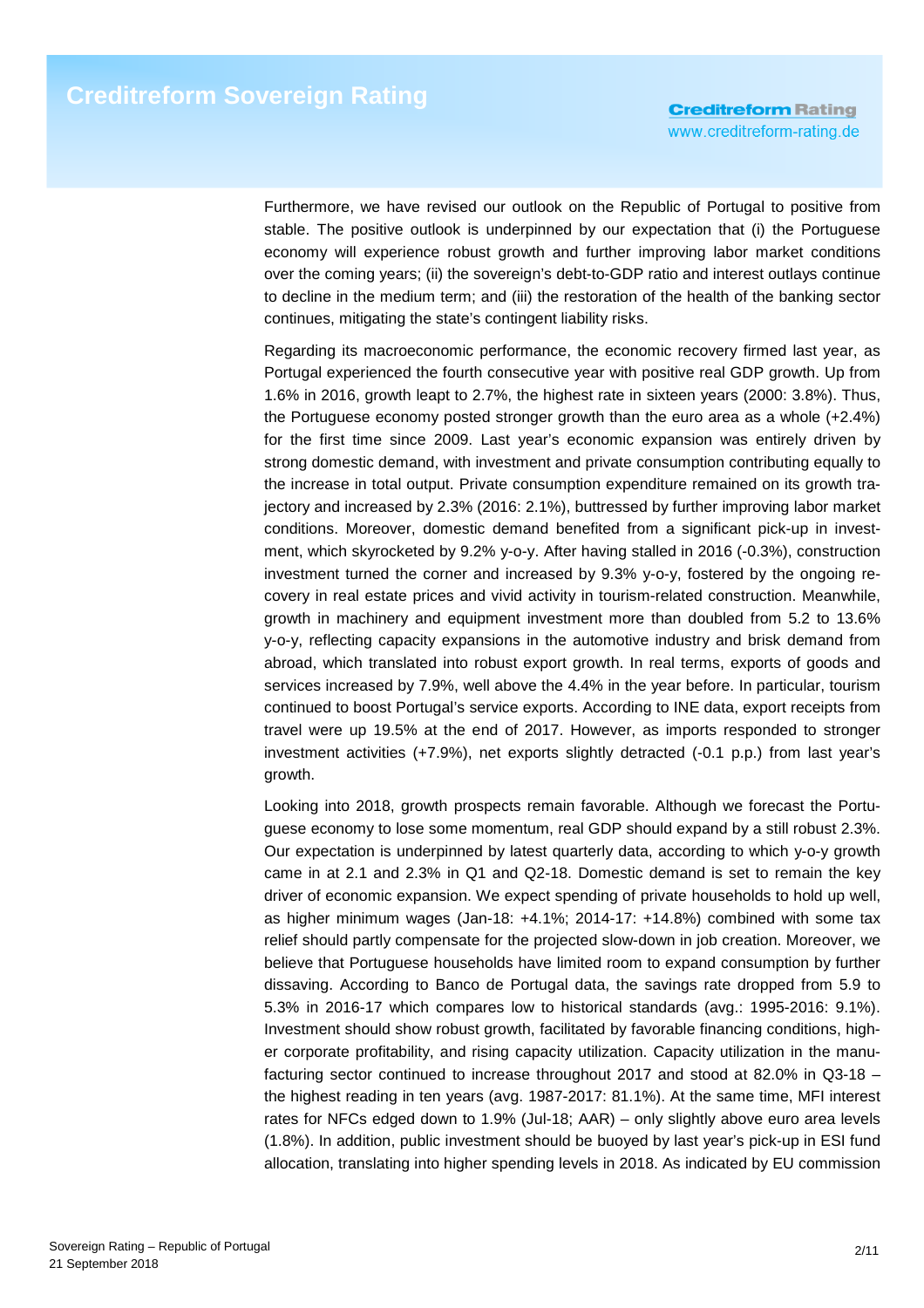Furthermore, we have revised our outlook on the Republic of Portugal to positive from stable. The positive outlook is underpinned by our expectation that (i) the Portuguese economy will experience robust growth and further improving labor market conditions over the coming years; (ii) the sovereign's debt-to-GDP ratio and interest outlays continue to decline in the medium term; and (iii) the restoration of the health of the banking sector continues, mitigating the state's contingent liability risks.

Regarding its macroeconomic performance, the economic recovery firmed last year, as Portugal experienced the fourth consecutive year with positive real GDP growth. Up from 1.6% in 2016, growth leapt to 2.7%, the highest rate in sixteen years (2000: 3.8%). Thus, the Portuguese economy posted stronger growth than the euro area as a whole (+2.4%) for the first time since 2009. Last year's economic expansion was entirely driven by strong domestic demand, with investment and private consumption contributing equally to the increase in total output. Private consumption expenditure remained on its growth trajectory and increased by 2.3% (2016: 2.1%), buttressed by further improving labor market conditions. Moreover, domestic demand benefited from a significant pick-up in investment, which skyrocketed by 9.2% y-o-y. After having stalled in 2016 (-0.3%), construction investment turned the corner and increased by 9.3% y-o-y, fostered by the ongoing recovery in real estate prices and vivid activity in tourism-related construction. Meanwhile, growth in machinery and equipment investment more than doubled from 5.2 to 13.6% y-o-y, reflecting capacity expansions in the automotive industry and brisk demand from abroad, which translated into robust export growth. In real terms, exports of goods and services increased by 7.9%, well above the 4.4% in the year before. In particular, tourism continued to boost Portugal's service exports. According to INE data, export receipts from travel were up 19.5% at the end of 2017. However, as imports responded to stronger investment activities (+7.9%), net exports slightly detracted (-0.1 p.p.) from last year's growth.

Looking into 2018, growth prospects remain favorable. Although we forecast the Portuguese economy to lose some momentum, real GDP should expand by a still robust 2.3%. Our expectation is underpinned by latest quarterly data, according to which y-o-y growth came in at 2.1 and 2.3% in Q1 and Q2-18. Domestic demand is set to remain the key driver of economic expansion. We expect spending of private households to hold up well, as higher minimum wages (Jan-18: +4.1%; 2014-17: +14.8%) combined with some tax relief should partly compensate for the projected slow-down in job creation. Moreover, we believe that Portuguese households have limited room to expand consumption by further dissaving. According to Banco de Portugal data, the savings rate dropped from 5.9 to 5.3% in 2016-17 which compares low to historical standards (avg.: 1995-2016: 9.1%). Investment should show robust growth, facilitated by favorable financing conditions, higher corporate profitability, and rising capacity utilization. Capacity utilization in the manufacturing sector continued to increase throughout 2017 and stood at 82.0% in Q3-18 – the highest reading in ten years (avg. 1987-2017: 81.1%). At the same time, MFI interest rates for NFCs edged down to 1.9% (Jul-18; AAR) – only slightly above euro area levels (1.8%). In addition, public investment should be buoyed by last year's pick-up in ESI fund allocation, translating into higher spending levels in 2018. As indicated by EU commission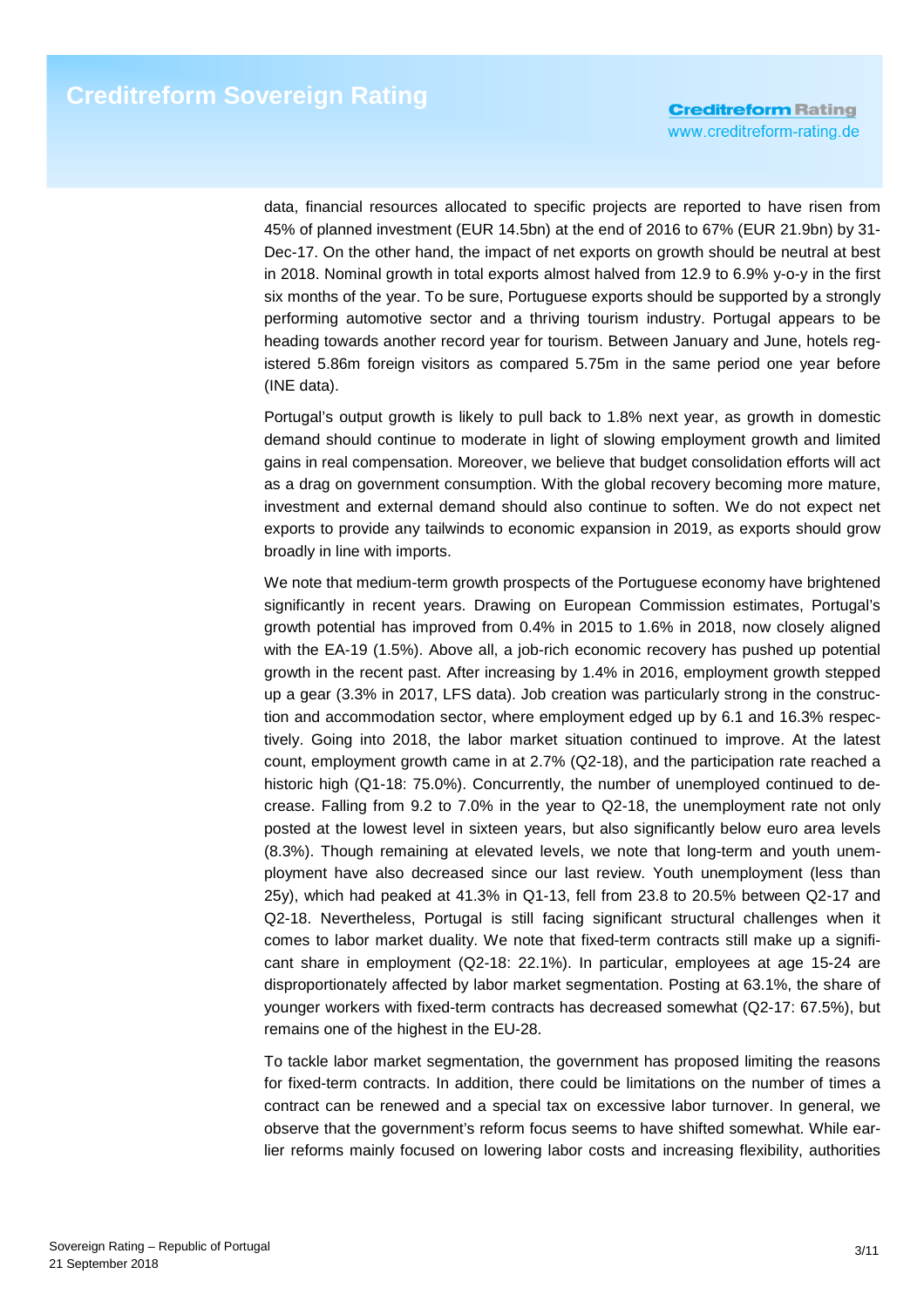data, financial resources allocated to specific projects are reported to have risen from 45% of planned investment (EUR 14.5bn) at the end of 2016 to 67% (EUR 21.9bn) by 31-Dec-17. On the other hand, the impact of net exports on growth should be neutral at best in 2018. Nominal growth in total exports almost halved from 12.9 to 6.9% y-o-y in the first six months of the year. To be sure, Portuguese exports should be supported by a strongly performing automotive sector and a thriving tourism industry. Portugal appears to be heading towards another record year for tourism. Between January and June, hotels registered 5.86m foreign visitors as compared 5.75m in the same period one year before (INE data).

Portugal's output growth is likely to pull back to 1.8% next year, as growth in domestic demand should continue to moderate in light of slowing employment growth and limited gains in real compensation. Moreover, we believe that budget consolidation efforts will act as a drag on government consumption. With the global recovery becoming more mature, investment and external demand should also continue to soften. We do not expect net exports to provide any tailwinds to economic expansion in 2019, as exports should grow broadly in line with imports.

We note that medium-term growth prospects of the Portuguese economy have brightened significantly in recent years. Drawing on European Commission estimates, Portugal's growth potential has improved from 0.4% in 2015 to 1.6% in 2018, now closely aligned with the EA-19 (1.5%). Above all, a job-rich economic recovery has pushed up potential growth in the recent past. After increasing by 1.4% in 2016, employment growth stepped up a gear (3.3% in 2017, LFS data). Job creation was particularly strong in the construction and accommodation sector, where employment edged up by 6.1 and 16.3% respectively. Going into 2018, the labor market situation continued to improve. At the latest count, employment growth came in at 2.7% (Q2-18), and the participation rate reached a historic high (Q1-18: 75.0%). Concurrently, the number of unemployed continued to decrease. Falling from 9.2 to 7.0% in the year to Q2-18, the unemployment rate not only posted at the lowest level in sixteen years, but also significantly below euro area levels (8.3%). Though remaining at elevated levels, we note that long-term and youth unemployment have also decreased since our last review. Youth unemployment (less than 25y), which had peaked at 41.3% in Q1-13, fell from 23.8 to 20.5% between Q2-17 and Q2-18. Nevertheless, Portugal is still facing significant structural challenges when it comes to labor market duality. We note that fixed-term contracts still make up a significant share in employment (Q2-18: 22.1%). In particular, employees at age 15-24 are disproportionately affected by labor market segmentation. Posting at 63.1%, the share of younger workers with fixed-term contracts has decreased somewhat (Q2-17: 67.5%), but remains one of the highest in the EU-28.

To tackle labor market segmentation, the government has proposed limiting the reasons for fixed-term contracts. In addition, there could be limitations on the number of times a contract can be renewed and a special tax on excessive labor turnover. In general, we observe that the government's reform focus seems to have shifted somewhat. While earlier reforms mainly focused on lowering labor costs and increasing flexibility, authorities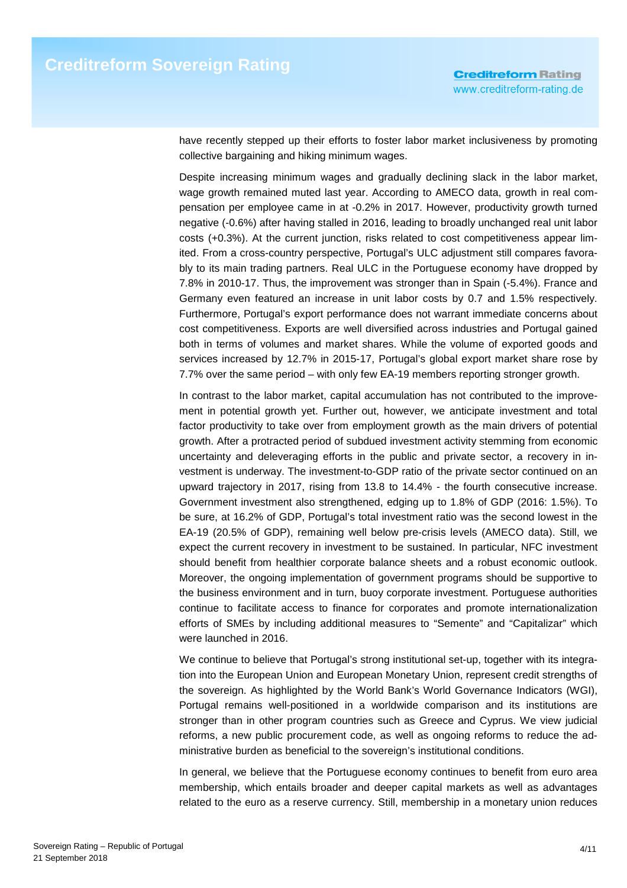have recently stepped up their efforts to foster labor market inclusiveness by promoting collective bargaining and hiking minimum wages.

Despite increasing minimum wages and gradually declining slack in the labor market, wage growth remained muted last year. According to AMECO data, growth in real compensation per employee came in at -0.2% in 2017. However, productivity growth turned negative (-0.6%) after having stalled in 2016, leading to broadly unchanged real unit labor costs (+0.3%). At the current junction, risks related to cost competitiveness appear limited. From a cross-country perspective, Portugal's ULC adjustment still compares favorably to its main trading partners. Real ULC in the Portuguese economy have dropped by 7.8% in 2010-17. Thus, the improvement was stronger than in Spain (-5.4%). France and Germany even featured an increase in unit labor costs by 0.7 and 1.5% respectively. Furthermore, Portugal's export performance does not warrant immediate concerns about cost competitiveness. Exports are well diversified across industries and Portugal gained both in terms of volumes and market shares. While the volume of exported goods and services increased by 12.7% in 2015-17, Portugal's global export market share rose by 7.7% over the same period – with only few EA-19 members reporting stronger growth.

In contrast to the labor market, capital accumulation has not contributed to the improvement in potential growth yet. Further out, however, we anticipate investment and total factor productivity to take over from employment growth as the main drivers of potential growth. After a protracted period of subdued investment activity stemming from economic uncertainty and deleveraging efforts in the public and private sector, a recovery in investment is underway. The investment-to-GDP ratio of the private sector continued on an upward trajectory in 2017, rising from 13.8 to 14.4% - the fourth consecutive increase. Government investment also strengthened, edging up to 1.8% of GDP (2016: 1.5%). To be sure, at 16.2% of GDP, Portugal's total investment ratio was the second lowest in the EA-19 (20.5% of GDP), remaining well below pre-crisis levels (AMECO data). Still, we expect the current recovery in investment to be sustained. In particular, NFC investment should benefit from healthier corporate balance sheets and a robust economic outlook. Moreover, the ongoing implementation of government programs should be supportive to the business environment and in turn, buoy corporate investment. Portuguese authorities continue to facilitate access to finance for corporates and promote internationalization efforts of SMEs by including additional measures to "Semente" and "Capitalizar" which were launched in 2016.

We continue to believe that Portugal's strong institutional set-up, together with its integration into the European Union and European Monetary Union, represent credit strengths of the sovereign. As highlighted by the World Bank's World Governance Indicators (WGI), Portugal remains well-positioned in a worldwide comparison and its institutions are stronger than in other program countries such as Greece and Cyprus. We view judicial reforms, a new public procurement code, as well as ongoing reforms to reduce the administrative burden as beneficial to the sovereign's institutional conditions.

In general, we believe that the Portuguese economy continues to benefit from euro area membership, which entails broader and deeper capital markets as well as advantages related to the euro as a reserve currency. Still, membership in a monetary union reduces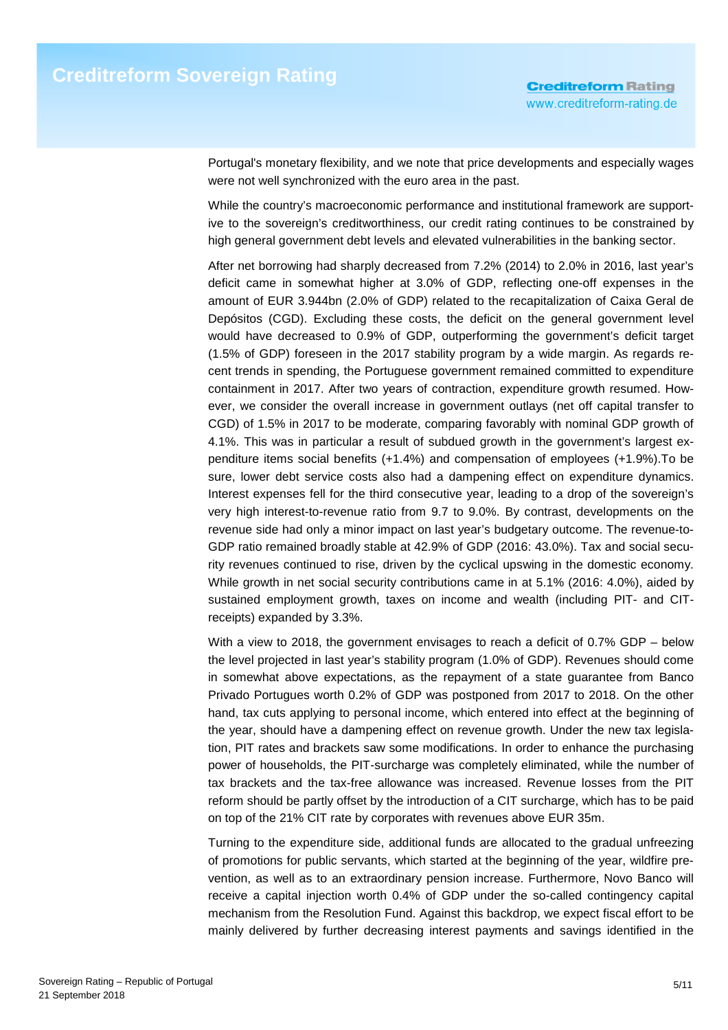Portugal's monetary flexibility, and we note that price developments and especially wages were not well synchronized with the euro area in the past.

While the country's macroeconomic performance and institutional framework are supportive to the sovereign's creditworthiness, our credit rating continues to be constrained by high general government debt levels and elevated vulnerabilities in the banking sector.

After net borrowing had sharply decreased from 7.2% (2014) to 2.0% in 2016, last year's deficit came in somewhat higher at 3.0% of GDP, reflecting one-off expenses in the amount of EUR 3.944bn (2.0% of GDP) related to the recapitalization of Caixa Geral de Depósitos (CGD). Excluding these costs, the deficit on the general government level would have decreased to 0.9% of GDP, outperforming the government's deficit target (1.5% of GDP) foreseen in the 2017 stability program by a wide margin. As regards recent trends in spending, the Portuguese government remained committed to expenditure containment in 2017. After two years of contraction, expenditure growth resumed. However, we consider the overall increase in government outlays (net off capital transfer to CGD) of 1.5% in 2017 to be moderate, comparing favorably with nominal GDP growth of 4.1%. This was in particular a result of subdued growth in the government's largest expenditure items social benefits (+1.4%) and compensation of employees (+1.9%).To be sure, lower debt service costs also had a dampening effect on expenditure dynamics. Interest expenses fell for the third consecutive year, leading to a drop of the sovereign's very high interest-to-revenue ratio from 9.7 to 9.0%. By contrast, developments on the revenue side had only a minor impact on last year's budgetary outcome. The revenue-to-GDP ratio remained broadly stable at 42.9% of GDP (2016: 43.0%). Tax and social security revenues continued to rise, driven by the cyclical upswing in the domestic economy. While growth in net social security contributions came in at 5.1% (2016: 4.0%), aided by sustained employment growth, taxes on income and wealth (including PIT- and CIT-receipts) expanded by 3.3%.

With a view to 2018, the government envisages to reach a deficit of 0.7% GDP – below the level projected in last year's stability program (1.0% of GDP). Revenues should come in somewhat above expectations, as the repayment of a state guarantee from Banco Privado Portugues worth 0.2% of GDP was postponed from 2017 to 2018. On the other hand, tax cuts applying to personal income, which entered into effect at the beginning of the year, should have a dampening effect on revenue growth. Under the new tax legislation, PIT rates and brackets saw some modifications. In order to enhance the purchasing power of households, the PIT-surcharge was completely eliminated, while the number of tax brackets and the tax-free allowance was increased. Revenue losses from the PIT reform should be partly offset by the introduction of a CIT surcharge, which has to be paid on top of the 21% CIT rate by corporates with revenues above EUR 35m.

Turning to the expenditure side, additional funds are allocated to the gradual unfreezing of promotions for public servants, which started at the beginning of the year, wildfire prevention, as well as to an extraordinary pension increase. Furthermore, Novo Banco will receive a capital injection worth 0.4% of GDP under the so-called contingency capital mechanism from the Resolution Fund. Against this backdrop, we expect fiscal effort to be mainly delivered by further decreasing interest payments and savings identified in the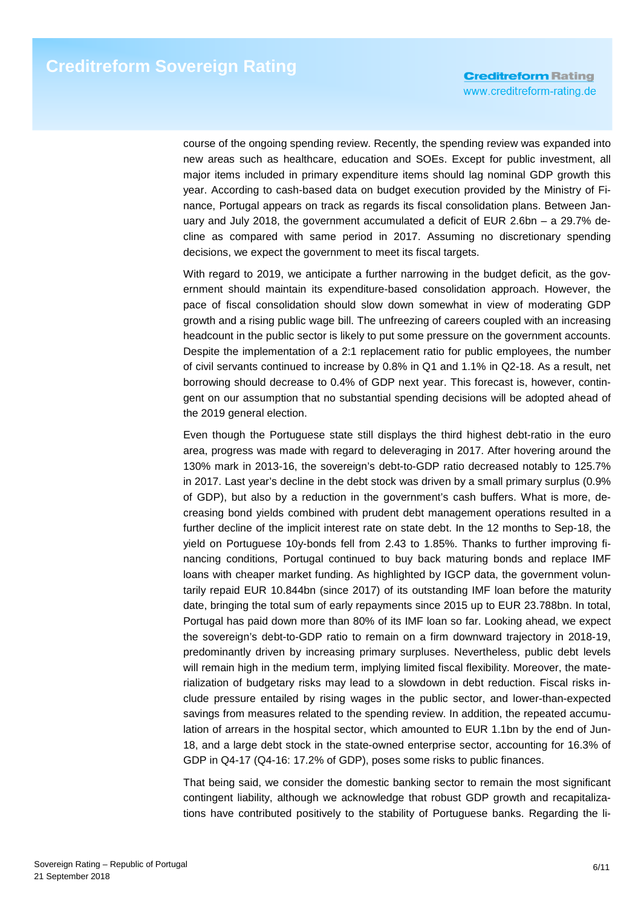course of the ongoing spending review. Recently, the spending review was expanded into new areas such as healthcare, education and SOEs. Except for public investment, all major items included in primary expenditure items should lag nominal GDP growth this year. According to cash-based data on budget execution provided by the Ministry of Finance, Portugal appears on track as regards its fiscal consolidation plans. Between January and July 2018, the government accumulated a deficit of EUR 2.6bn – a 29.7% decline as compared with same period in 2017. Assuming no discretionary spending decisions, we expect the government to meet its fiscal targets.

With regard to 2019, we anticipate a further narrowing in the budget deficit, as the government should maintain its expenditure-based consolidation approach. However, the pace of fiscal consolidation should slow down somewhat in view of moderating GDP growth and a rising public wage bill. The unfreezing of careers coupled with an increasing headcount in the public sector is likely to put some pressure on the government accounts. Despite the implementation of a 2:1 replacement ratio for public employees, the number of civil servants continued to increase by 0.8% in Q1 and 1.1% in Q2-18. As a result, net borrowing should decrease to 0.4% of GDP next year. This forecast is, however, contingent on our assumption that no substantial spending decisions will be adopted ahead of the 2019 general election.

Even though the Portuguese state still displays the third highest debt-ratio in the euro area, progress was made with regard to deleveraging in 2017. After hovering around the 130% mark in 2013-16, the sovereign's debt-to-GDP ratio decreased notably to 125.7% in 2017. Last year's decline in the debt stock was driven by a small primary surplus (0.9% of GDP), but also by a reduction in the government's cash buffers. What is more, decreasing bond yields combined with prudent debt management operations resulted in a further decline of the implicit interest rate on state debt. In the 12 months to Sep-18, the yield on Portuguese 10y-bonds fell from 2.43 to 1.85%. Thanks to further improving financing conditions, Portugal continued to buy back maturing bonds and replace IMF loans with cheaper market funding. As highlighted by IGCP data, the government voluntarily repaid EUR 10.844bn (since 2017) of its outstanding IMF loan before the maturity date, bringing the total sum of early repayments since 2015 up to EUR 23.788bn. In total, Portugal has paid down more than 80% of its IMF loan so far. Looking ahead, we expect the sovereign's debt-to-GDP ratio to remain on a firm downward trajectory in 2018-19, predominantly driven by increasing primary surpluses. Nevertheless, public debt levels will remain high in the medium term, implying limited fiscal flexibility. Moreover, the materialization of budgetary risks may lead to a slowdown in debt reduction. Fiscal risks include pressure entailed by rising wages in the public sector, and lower-than-expected savings from measures related to the spending review. In addition, the repeated accumulation of arrears in the hospital sector, which amounted to EUR 1.1bn by the end of Jun-18, and a large debt stock in the state-owned enterprise sector, accounting for 16.3% of GDP in Q4-17 (Q4-16: 17.2% of GDP), poses some risks to public finances.

That being said, we consider the domestic banking sector to remain the most significant contingent liability, although we acknowledge that robust GDP growth and recapitalizations have contributed positively to the stability of Portuguese banks. Regarding the li-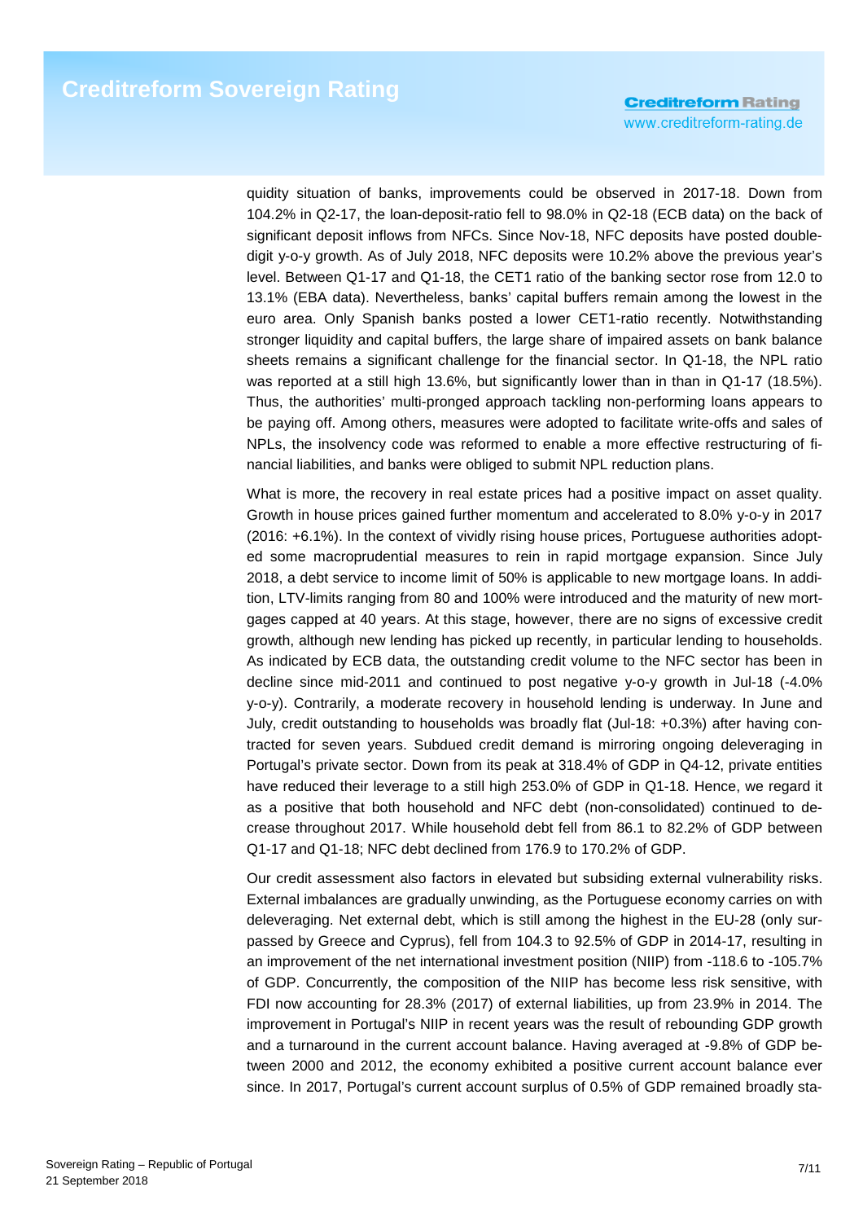quidity situation of banks, improvements could be observed in 2017-18. Down from 104.2% in Q2-17, the loan-deposit-ratio fell to 98.0% in Q2-18 (ECB data) on the back of significant deposit inflows from NFCs. Since Nov-18, NFC deposits have posted double-digit y-o-y growth. As of July 2018, NFC deposits were 10.2% above the previous year's level. Between Q1-17 and Q1-18, the CET1 ratio of the banking sector rose from 12.0 to 13.1% (EBA data). Nevertheless, banks' capital buffers remain among the lowest in the euro area. Only Spanish banks posted a lower CET1-ratio recently. Notwithstanding stronger liquidity and capital buffers, the large share of impaired assets on bank balance sheets remains a significant challenge for the financial sector. In Q1-18, the NPL ratio was reported at a still high 13.6%, but significantly lower than in than in Q1-17 (18.5%). Thus, the authorities' multi-pronged approach tackling non-performing loans appears to be paying off. Among others, measures were adopted to facilitate write-offs and sales of NPLs, the insolvency code was reformed to enable a more effective restructuring of financial liabilities, and banks were obliged to submit NPL reduction plans.

What is more, the recovery in real estate prices had a positive impact on asset quality. Growth in house prices gained further momentum and accelerated to 8.0% y-o-y in 2017 (2016: +6.1%). In the context of vividly rising house prices, Portuguese authorities adopted some macroprudential measures to rein in rapid mortgage expansion. Since July 2018, a debt service to income limit of 50% is applicable to new mortgage loans. In addition, LTV-limits ranging from 80 and 100% were introduced and the maturity of new mortgages capped at 40 years. At this stage, however, there are no signs of excessive credit growth, although new lending has picked up recently, in particular lending to households. As indicated by ECB data, the outstanding credit volume to the NFC sector has been in decline since mid-2011 and continued to post negative y-o-y growth in Jul-18 (-4.0% y-o-y). Contrarily, a moderate recovery in household lending is underway. In June and July, credit outstanding to households was broadly flat (Jul-18: +0.3%) after having contracted for seven years. Subdued credit demand is mirroring ongoing deleveraging in Portugal's private sector. Down from its peak at 318.4% of GDP in Q4-12, private entities have reduced their leverage to a still high 253.0% of GDP in Q1-18. Hence, we regard it as a positive that both household and NFC debt (non-consolidated) continued to decrease throughout 2017. While household debt fell from 86.1 to 82.2% of GDP between Q1-17 and Q1-18; NFC debt declined from 176.9 to 170.2% of GDP.

Our credit assessment also factors in elevated but subsiding external vulnerability risks. External imbalances are gradually unwinding, as the Portuguese economy carries on with deleveraging. Net external debt, which is still among the highest in the EU-28 (only surpassed by Greece and Cyprus), fell from 104.3 to 92.5% of GDP in 2014-17, resulting in an improvement of the net international investment position (NIIP) from -118.6 to -105.7% of GDP. Concurrently, the composition of the NIIP has become less risk sensitive, with FDI now accounting for 28.3% (2017) of external liabilities, up from 23.9% in 2014. The improvement in Portugal's NIIP in recent years was the result of rebounding GDP growth and a turnaround in the current account balance. Having averaged at -9.8% of GDP between 2000 and 2012, the economy exhibited a positive current account balance ever since. In 2017, Portugal's current account surplus of 0.5% of GDP remained broadly sta-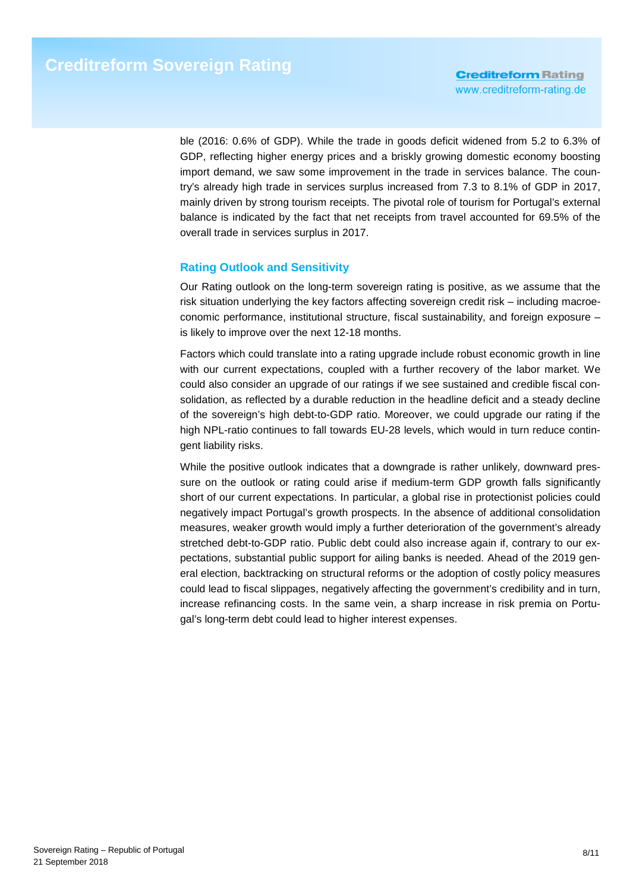ble (2016: 0.6% of GDP). While the trade in goods deficit widened from 5.2 to 6.3% of GDP, reflecting higher energy prices and a briskly growing domestic economy boosting import demand, we saw some improvement in the trade in services balance. The country's already high trade in services surplus increased from 7.3 to 8.1% of GDP in 2017, mainly driven by strong tourism receipts. The pivotal role of tourism for Portugal's external balance is indicated by the fact that net receipts from travel accounted for 69.5% of the overall trade in services surplus in 2017.

## Rating Outlook and Sensitivity

Our Rating outlook on the long-term sovereign rating is positive, as we assume that the risk situation underlying the key factors affecting sovereign credit risk – including macroeconomic performance, institutional structure, fiscal sustainability, and foreign exposure – is likely to improve over the next 12-18 months.

Factors which could translate into a rating upgrade include robust economic growth in line with our current expectations, coupled with a further recovery of the labor market. We could also consider an upgrade of our ratings if we see sustained and credible fiscal consolidation, as reflected by a durable reduction in the headline deficit and a steady decline of the sovereign's high debt-to-GDP ratio. Moreover, we could upgrade our rating if the high NPL-ratio continues to fall towards EU-28 levels, which would in turn reduce contingent liability risks.

While the positive outlook indicates that a downgrade is rather unlikely, downward pressure on the outlook or rating could arise if medium-term GDP growth falls significantly short of our current expectations. In particular, a global rise in protectionist policies could negatively impact Portugal's growth prospects. In the absence of additional consolidation measures, weaker growth would imply a further deterioration of the government's already stretched debt-to-GDP ratio. Public debt could also increase again if, contrary to our expectations, substantial public support for ailing banks is needed. Ahead of the 2019 general election, backtracking on structural reforms or the adoption of costly policy measures could lead to fiscal slippages, negatively affecting the government's credibility and in turn, increase refinancing costs. In the same vein, a sharp increase in risk premia on Portugal's long-term debt could lead to higher interest expenses.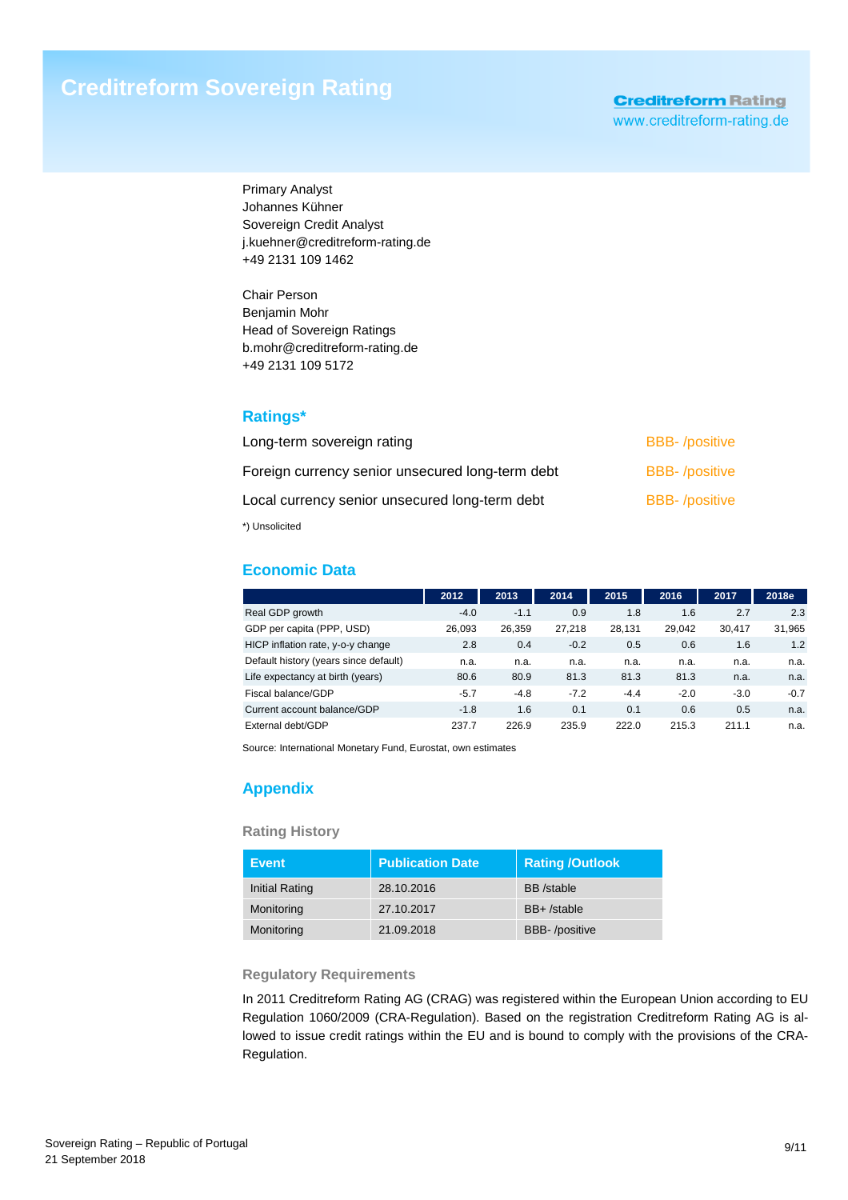# Creditreform Sovereign Rating

**Creditreform Rating**
www.creditreform-rating.de

Primary Analyst
Johannes Kühner
Sovereign Credit Analyst
j.kuehner@creditreform-rating.de
+49 2131 109 1462

Chair Person
Benjamin Mohr
Head of Sovereign Ratings
b.mohr@creditreform-rating.de
+49 2131 109 5172

## Ratings*

| | |
|---|---|
| Long-term sovereign rating | BBB- /positive |
| Foreign currency senior unsecured long-term debt | BBB- /positive |
| Local currency senior unsecured long-term debt | BBB- /positive |

*) Unsolicited

## Economic Data

| | 2012 | 2013 | 2014 | 2015 | 2016 | 2017 | 2018e |
|---|---|---|---|---|---|---|---|
| Real GDP growth | -4.0 | -1.1 | 0.9 | 1.8 | 1.6 | 2.7 | 2.3 |
| GDP per capita (PPP, USD) | 26,093 | 26,359 | 27,218 | 28,131 | 29,042 | 30,417 | 31,965 |
| HICP inflation rate, y-o-y change | 2.8 | 0.4 | -0.2 | 0.5 | 0.6 | 1.6 | 1.2 |
| Default history (years since default) | n.a. | n.a. | n.a. | n.a. | n.a. | n.a. | n.a. |
| Life expectancy at birth (years) | 80.6 | 80.9 | 81.3 | 81.3 | 81.3 | n.a. | n.a. |
| Fiscal balance/GDP | -5.7 | -4.8 | -7.2 | -4.4 | -2.0 | -3.0 | -0.7 |
| Current account balance/GDP | -1.8 | 1.6 | 0.1 | 0.1 | 0.6 | 0.5 | n.a. |
| External debt/GDP | 237.7 | 226.9 | 235.9 | 222.0 | 215.3 | 211.1 | n.a. |

Source: International Monetary Fund, Eurostat, own estimates

## Appendix

### Rating History

| Event | Publication Date | Rating /Outlook |
|---|---|---|
| Initial Rating | 28.10.2016 | BB /stable |
| Monitoring | 27.10.2017 | BB+ /stable |
| Monitoring | 21.09.2018 | BBB- /positive |

### Regulatory Requirements

In 2011 Creditreform Rating AG (CRAG) was registered within the European Union according to EU Regulation 1060/2009 (CRA-Regulation). Based on the registration Creditreform Rating AG is allowed to issue credit ratings within the EU and is bound to comply with the provisions of the CRA-Regulation.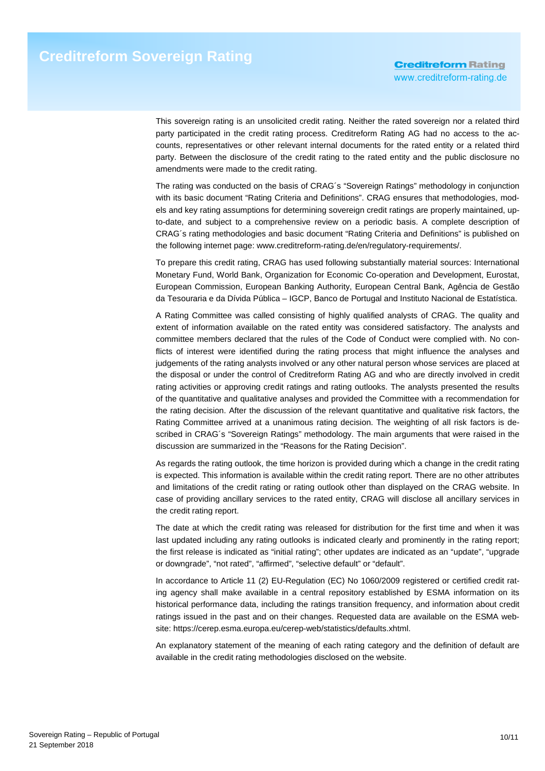This sovereign rating is an unsolicited credit rating. Neither the rated sovereign nor a related third party participated in the credit rating process. Creditreform Rating AG had no access to the accounts, representatives or other relevant internal documents for the rated entity or a related third party. Between the disclosure of the credit rating to the rated entity and the public disclosure no amendments were made to the credit rating.

The rating was conducted on the basis of CRAG´s "Sovereign Ratings" methodology in conjunction with its basic document "Rating Criteria and Definitions". CRAG ensures that methodologies, models and key rating assumptions for determining sovereign credit ratings are properly maintained, up-to-date, and subject to a comprehensive review on a periodic basis. A complete description of CRAG´s rating methodologies and basic document "Rating Criteria and Definitions" is published on the following internet page: www.creditreform-rating.de/en/regulatory-requirements/.

To prepare this credit rating, CRAG has used following substantially material sources: International Monetary Fund, World Bank, Organization for Economic Co-operation and Development, Eurostat, European Commission, European Banking Authority, European Central Bank, Agência de Gestão da Tesouraria e da Dívida Pública – IGCP, Banco de Portugal and Instituto Nacional de Estatística.

A Rating Committee was called consisting of highly qualified analysts of CRAG. The quality and extent of information available on the rated entity was considered satisfactory. The analysts and committee members declared that the rules of the Code of Conduct were complied with. No conflicts of interest were identified during the rating process that might influence the analyses and judgements of the rating analysts involved or any other natural person whose services are placed at the disposal or under the control of Creditreform Rating AG and who are directly involved in credit rating activities or approving credit ratings and rating outlooks. The analysts presented the results of the quantitative and qualitative analyses and provided the Committee with a recommendation for the rating decision. After the discussion of the relevant quantitative and qualitative risk factors, the Rating Committee arrived at a unanimous rating decision. The weighting of all risk factors is described in CRAG´s "Sovereign Ratings" methodology. The main arguments that were raised in the discussion are summarized in the "Reasons for the Rating Decision".

As regards the rating outlook, the time horizon is provided during which a change in the credit rating is expected. This information is available within the credit rating report. There are no other attributes and limitations of the credit rating or rating outlook other than displayed on the CRAG website. In case of providing ancillary services to the rated entity, CRAG will disclose all ancillary services in the credit rating report.

The date at which the credit rating was released for distribution for the first time and when it was last updated including any rating outlooks is indicated clearly and prominently in the rating report; the first release is indicated as "initial rating"; other updates are indicated as an "update", "upgrade or downgrade", "not rated", "affirmed", "selective default" or "default".

In accordance to Article 11 (2) EU-Regulation (EC) No 1060/2009 registered or certified credit rating agency shall make available in a central repository established by ESMA information on its historical performance data, including the ratings transition frequency, and information about credit ratings issued in the past and on their changes. Requested data are available on the ESMA website: https://cerep.esma.europa.eu/cerep-web/statistics/defaults.xhtml.

An explanatory statement of the meaning of each rating category and the definition of default are available in the credit rating methodologies disclosed on the website.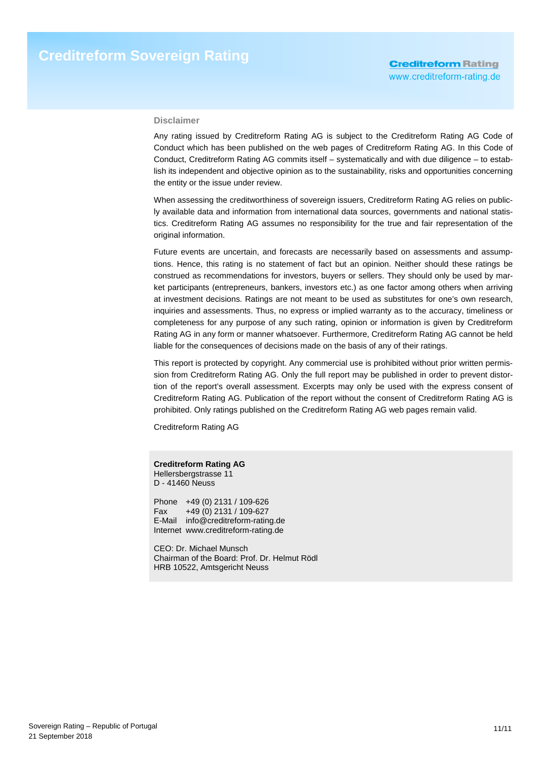## Disclaimer

Any rating issued by Creditreform Rating AG is subject to the Creditreform Rating AG Code of Conduct which has been published on the web pages of Creditreform Rating AG. In this Code of Conduct, Creditreform Rating AG commits itself – systematically and with due diligence – to establish its independent and objective opinion as to the sustainability, risks and opportunities concerning the entity or the issue under review.

When assessing the creditworthiness of sovereign issuers, Creditreform Rating AG relies on publicly available data and information from international data sources, governments and national statistics. Creditreform Rating AG assumes no responsibility for the true and fair representation of the original information.

Future events are uncertain, and forecasts are necessarily based on assessments and assumptions. Hence, this rating is no statement of fact but an opinion. Neither should these ratings be construed as recommendations for investors, buyers or sellers. They should only be used by market participants (entrepreneurs, bankers, investors etc.) as one factor among others when arriving at investment decisions. Ratings are not meant to be used as substitutes for one's own research, inquiries and assessments. Thus, no express or implied warranty as to the accuracy, timeliness or completeness for any purpose of any such rating, opinion or information is given by Creditreform Rating AG in any form or manner whatsoever. Furthermore, Creditreform Rating AG cannot be held liable for the consequences of decisions made on the basis of any of their ratings.

This report is protected by copyright. Any commercial use is prohibited without prior written permission from Creditreform Rating AG. Only the full report may be published in order to prevent distortion of the report's overall assessment. Excerpts may only be used with the express consent of Creditreform Rating AG. Publication of the report without the consent of Creditreform Rating AG is prohibited. Only ratings published on the Creditreform Rating AG web pages remain valid.

Creditreform Rating AG

**Creditreform Rating AG**
Hellersbergstrasse 11
D - 41460 Neuss

Phone +49 (0) 2131 / 109-626
Fax +49 (0) 2131 / 109-627
E-Mail info@creditreform-rating.de
Internet www.creditreform-rating.de

CEO: Dr. Michael Munsch
Chairman of the Board: Prof. Dr. Helmut Rödl
HRB 10522, Amtsgericht Neuss